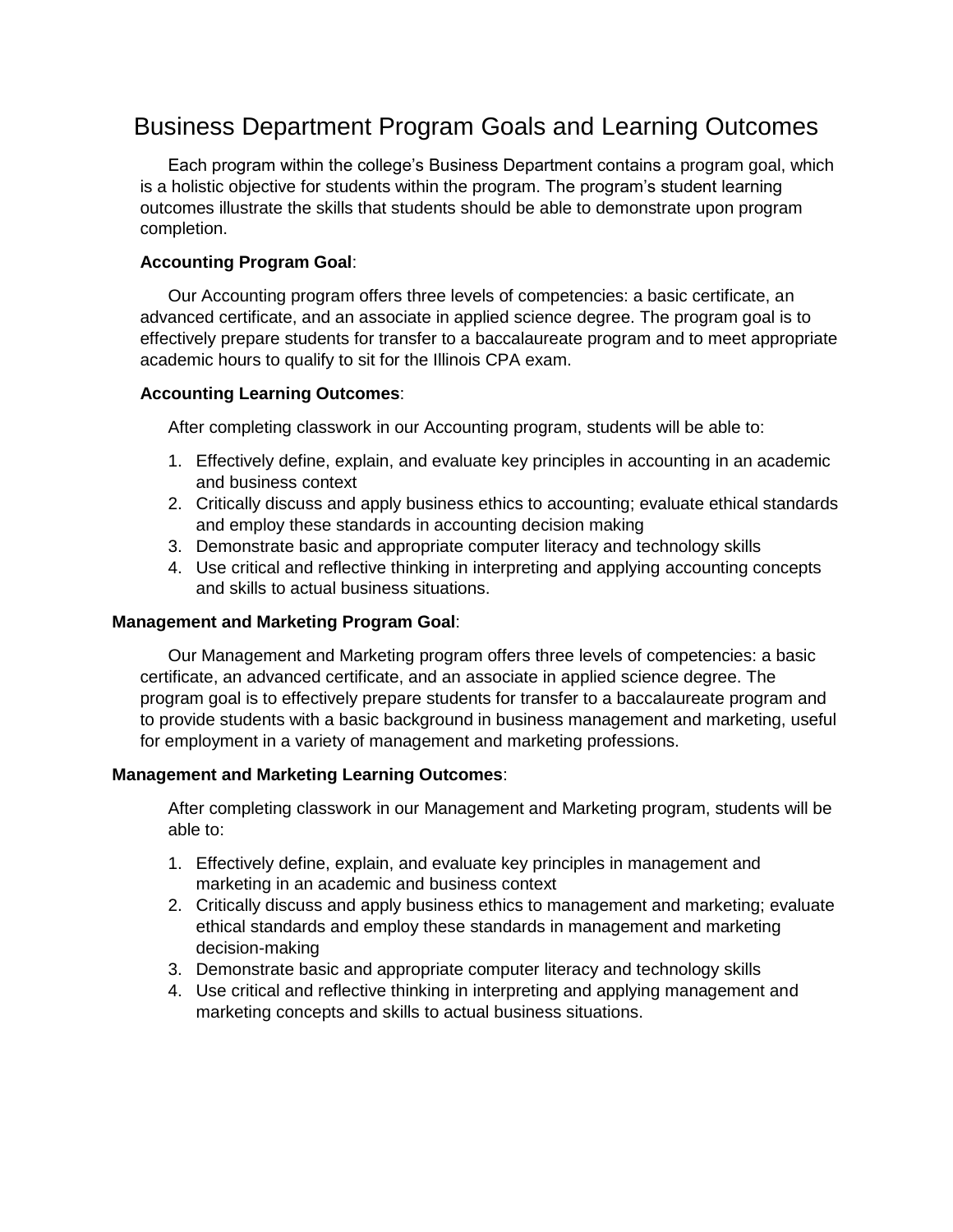# Business Department Program Goals and Learning Outcomes

Each program within the college's Business Department contains a program goal, which is a holistic objective for students within the program. The program's student learning outcomes illustrate the skills that students should be able to demonstrate upon program completion.

**Accounting Program Goal**:

Our Accounting program offers three levels of competencies: a basic certificate, an advanced certificate, and an associate in applied science degree. The program goal is to effectively prepare students for transfer to a baccalaureate program and to meet appropriate academic hours to qualify to sit for the Illinois CPA exam.

**Accounting Learning Outcomes**:

After completing classwork in our Accounting program, students will be able to:

1. Effectively define, explain, and evaluate key principles in accounting in an academic and business context
2. Critically discuss and apply business ethics to accounting; evaluate ethical standards and employ these standards in accounting decision making
3. Demonstrate basic and appropriate computer literacy and technology skills
4. Use critical and reflective thinking in interpreting and applying accounting concepts and skills to actual business situations.

**Management and Marketing Program Goal**:

Our Management and Marketing program offers three levels of competencies: a basic certificate, an advanced certificate, and an associate in applied science degree. The program goal is to effectively prepare students for transfer to a baccalaureate program and to provide students with a basic background in business management and marketing, useful for employment in a variety of management and marketing professions.

**Management and Marketing Learning Outcomes**:

After completing classwork in our Management and Marketing program, students will be able to:

1. Effectively define, explain, and evaluate key principles in management and marketing in an academic and business context
2. Critically discuss and apply business ethics to management and marketing; evaluate ethical standards and employ these standards in management and marketing decision-making
3. Demonstrate basic and appropriate computer literacy and technology skills
4. Use critical and reflective thinking in interpreting and applying management and marketing concepts and skills to actual business situations.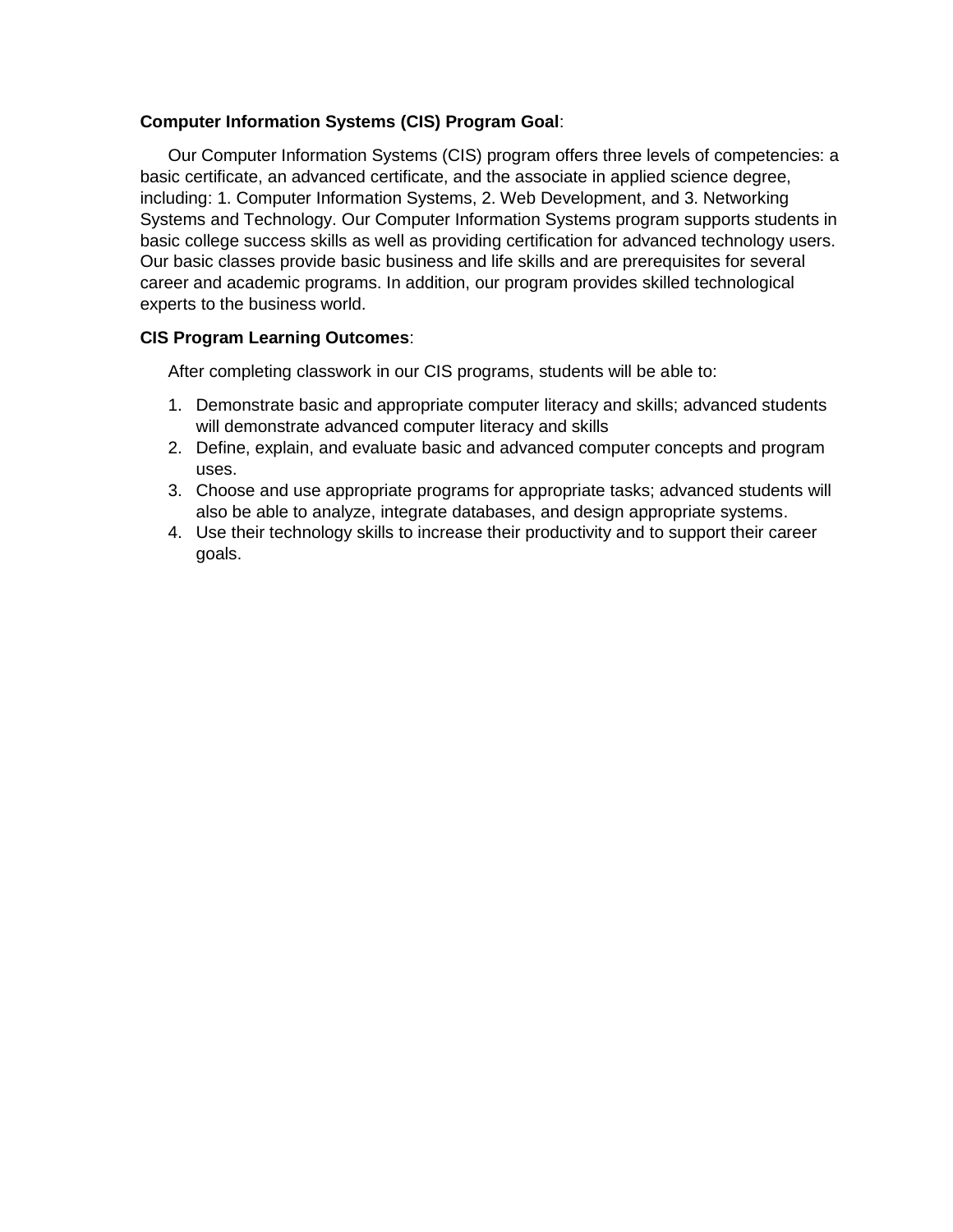**Computer Information Systems (CIS) Program Goal**:

Our Computer Information Systems (CIS) program offers three levels of competencies: a basic certificate, an advanced certificate, and the associate in applied science degree, including: 1. Computer Information Systems, 2. Web Development, and 3. Networking Systems and Technology. Our Computer Information Systems program supports students in basic college success skills as well as providing certification for advanced technology users. Our basic classes provide basic business and life skills and are prerequisites for several career and academic programs. In addition, our program provides skilled technological experts to the business world.

**CIS Program Learning Outcomes**:

After completing classwork in our CIS programs, students will be able to:

1. Demonstrate basic and appropriate computer literacy and skills; advanced students will demonstrate advanced computer literacy and skills
2. Define, explain, and evaluate basic and advanced computer concepts and program uses.
3. Choose and use appropriate programs for appropriate tasks; advanced students will also be able to analyze, integrate databases, and design appropriate systems.
4. Use their technology skills to increase their productivity and to support their career goals.